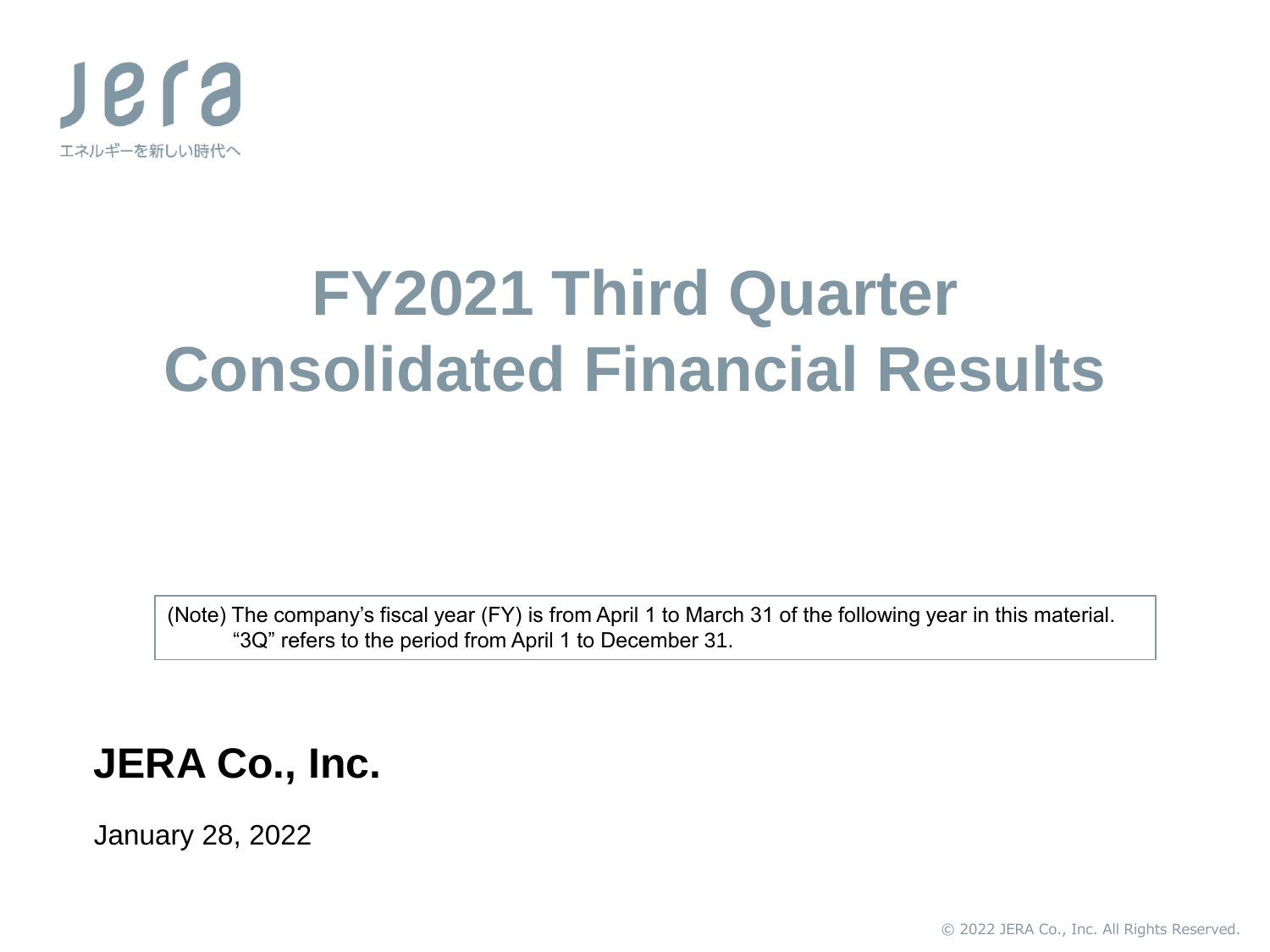jera

エネルギーを新しい時代へ

# FY2021 Third Quarter Consolidated Financial Results

(Note) The company's fiscal year (FY) is from April 1 to March 31 of the following year in this material.
"3Q" refers to the period from April 1 to December 31.

**JERA Co., Inc.**

January 28, 2022

© 2022 JERA Co., Inc. All Rights Reserved.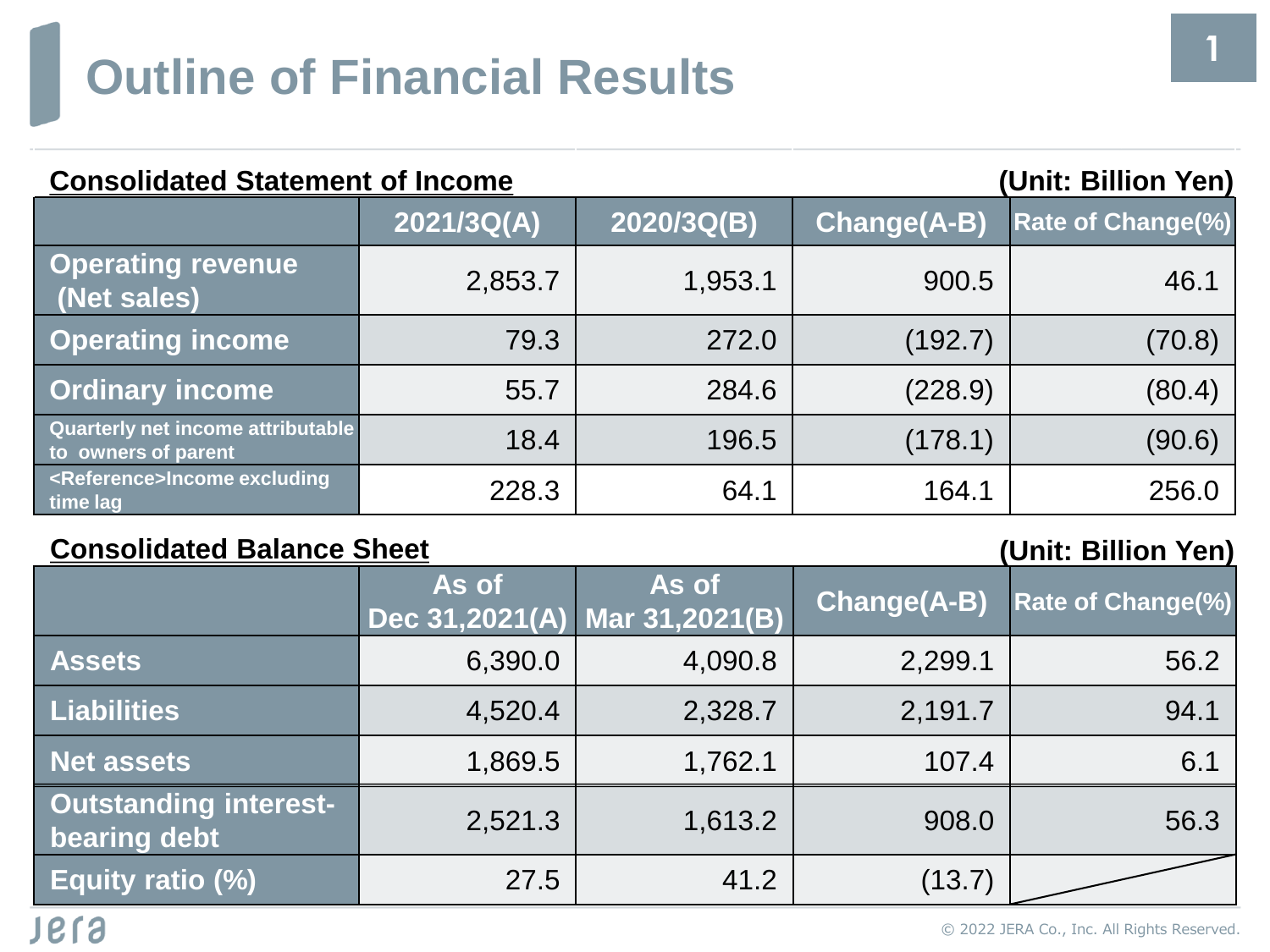# Outline of Financial Results

**Consolidated Statement of Income** (Unit: Billion Yen)

| | 2021/3Q(A) | 2020/3Q(B) | Change(A-B) | Rate of Change(%) |
|---|---|---|---|---|
| Operating revenue (Net sales) | 2,853.7 | 1,953.1 | 900.5 | 46.1 |
| Operating income | 79.3 | 272.0 | (192.7) | (70.8) |
| Ordinary income | 55.7 | 284.6 | (228.9) | (80.4) |
| Quarterly net income attributable to owners of parent | 18.4 | 196.5 | (178.1) | (90.6) |
| <Reference>Income excluding time lag | 228.3 | 64.1 | 164.1 | 256.0 |

**Consolidated Balance Sheet** (Unit: Billion Yen)

| | As of Dec 31,2021(A) | As of Mar 31,2021(B) | Change(A-B) | Rate of Change(%) |
|---|---|---|---|---|
| Assets | 6,390.0 | 4,090.8 | 2,299.1 | 56.2 |
| Liabilities | 4,520.4 | 2,328.7 | 2,191.7 | 94.1 |
| Net assets | 1,869.5 | 1,762.1 | 107.4 | 6.1 |
| Outstanding interest-bearing debt | 2,521.3 | 1,613.2 | 908.0 | 56.3 |
| Equity ratio (%) | 27.5 | 41.2 | (13.7) | |

© 2022 JERA Co., Inc. All Rights Reserved.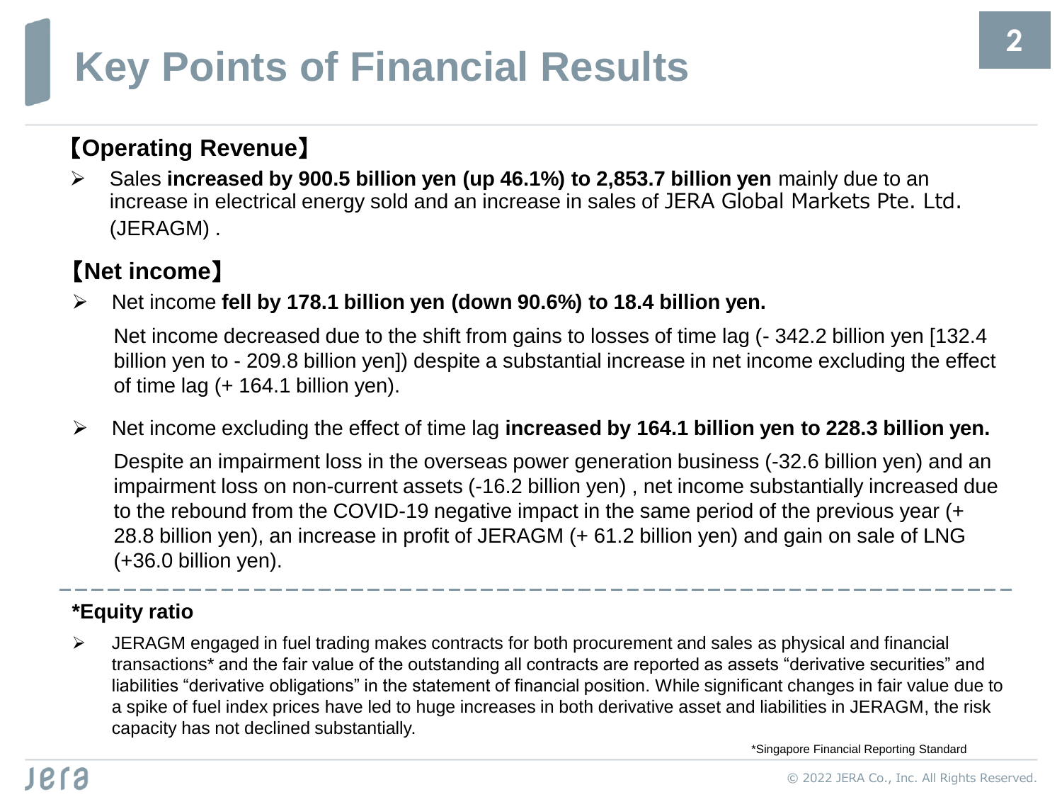# Key Points of Financial Results

## 【Operating Revenue】

- Sales **increased by 900.5 billion yen (up 46.1%) to 2,853.7 billion yen** mainly due to an increase in electrical energy sold and an increase in sales of JERA Global Markets Pte. Ltd. (JERAGM) .

## 【Net income】

- Net income **fell by 178.1 billion yen (down 90.6%) to 18.4 billion yen.**

  Net income decreased due to the shift from gains to losses of time lag (- 342.2 billion yen [132.4 billion yen to - 209.8 billion yen]) despite a substantial increase in net income excluding the effect of time lag (+ 164.1 billion yen).

- Net income excluding the effect of time lag **increased by 164.1 billion yen to 228.3 billion yen.**

  Despite an impairment loss in the overseas power generation business (-32.6 billion yen) and an impairment loss on non-current assets (-16.2 billion yen) , net income substantially increased due to the rebound from the COVID-19 negative impact in the same period of the previous year (+ 28.8 billion yen), an increase in profit of JERAGM (+ 61.2 billion yen) and gain on sale of LNG (+36.0 billion yen).

---

**\*Equity ratio**

- JERAGM engaged in fuel trading makes contracts for both procurement and sales as physical and financial transactions* and the fair value of the outstanding all contracts are reported as assets “derivative securities” and liabilities “derivative obligations” in the statement of financial position. While significant changes in fair value due to a spike of fuel index prices have led to huge increases in both derivative asset and liabilities in JERAGM, the risk capacity has not declined substantially.

*Singapore Financial Reporting Standard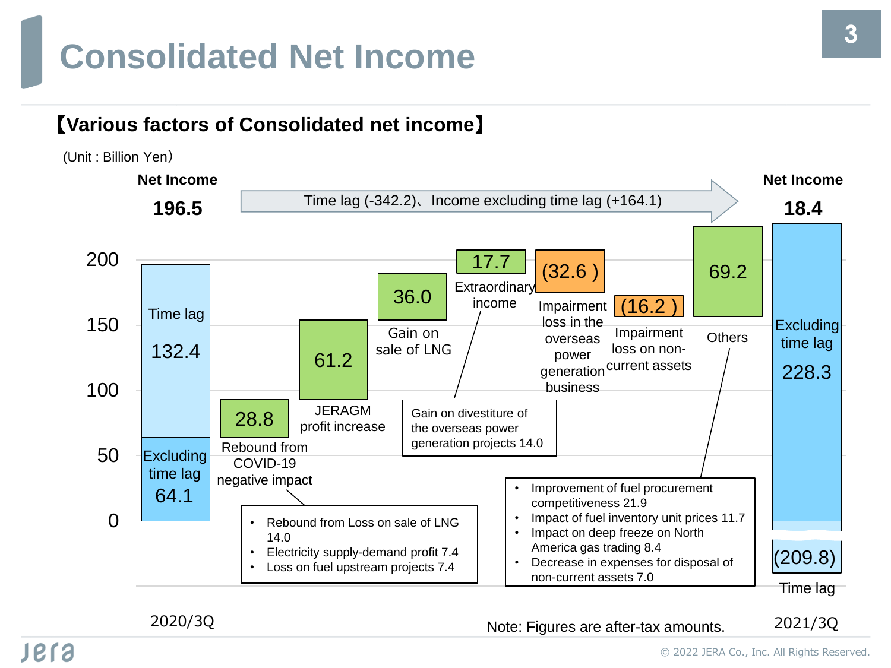# Consolidated Net Income

## 【Various factors of Consolidated net income】

(Unit : Billion Yen)

| Item | Amount |
| --- | --- |
| Net Income 2020/3Q | 196.5 |
| Time lag | 132.4 |
| Excluding time lag | 64.1 |
| Rebound from COVID-19 negative impact | 28.8 |
| JERAGM profit increase | 61.2 |
| Gain on sale of LNG | 36.0 |
| Extraordinary income | 17.7 |
| Impairment loss in the overseas power generation business | (32.6) |
| Impairment loss on non-current assets | (16.2) |
| Others | 69.2 |
| Net Income 2021/3Q | 18.4 |
| Excluding time lag | 228.3 |
| Time lag | (209.8) |

Time lag (-342.2)、Income excluding time lag (+164.1)

Rebound from COVID-19 negative impact:
- Rebound from Loss on sale of LNG 14.0
- Electricity supply-demand profit 7.4
- Loss on fuel upstream projects 7.4

Extraordinary income:
- Gain on divestiture of the overseas power generation projects 14.0

Others:
- Improvement of fuel procurement competitiveness 21.9
- Impact of fuel inventory unit prices 11.7
- Impact on deep freeze on North America gas trading 8.4
- Decrease in expenses for disposal of non-current assets 7.0

Note: Figures are after-tax amounts.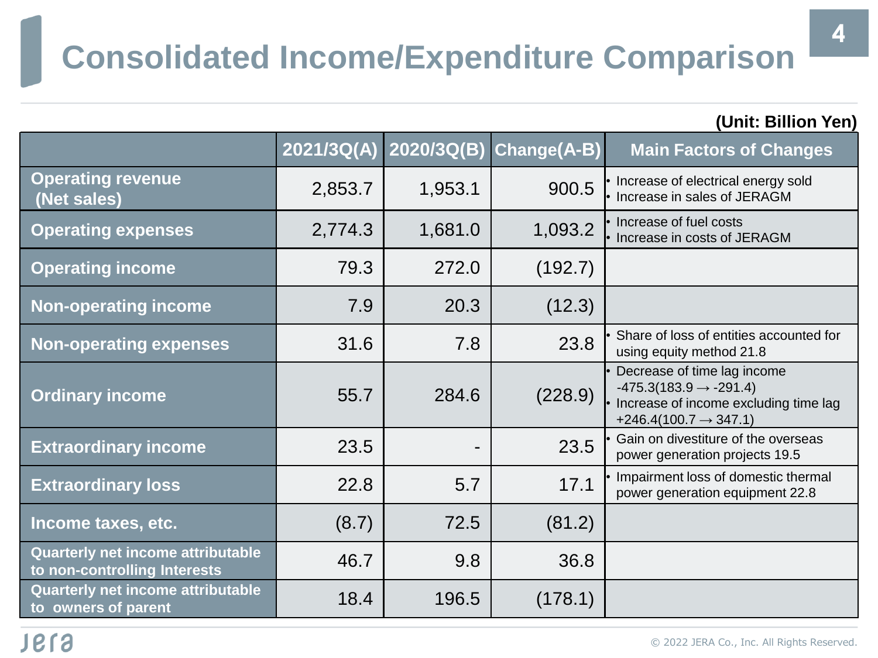# Consolidated Income/Expenditure Comparison

(Unit: Billion Yen)

| | 2021/3Q(A) | 2020/3Q(B) | Change(A-B) | Main Factors of Changes |
|---|---|---|---|---|
| Operating revenue (Net sales) | 2,853.7 | 1,953.1 | 900.5 | • Increase of electrical energy sold<br>• Increase in sales of JERAGM |
| Operating expenses | 2,774.3 | 1,681.0 | 1,093.2 | • Increase of fuel costs<br>• Increase in costs of JERAGM |
| Operating income | 79.3 | 272.0 | (192.7) | |
| Non-operating income | 7.9 | 20.3 | (12.3) | |
| Non-operating expenses | 31.6 | 7.8 | 23.8 | • Share of loss of entities accounted for using equity method 21.8 |
| Ordinary income | 55.7 | 284.6 | (228.9) | • Decrease of time lag income -475.3(183.9 → -291.4)<br>• Increase of income excluding time lag +246.4(100.7 → 347.1) |
| Extraordinary income | 23.5 | - | 23.5 | • Gain on divestiture of the overseas power generation projects 19.5 |
| Extraordinary loss | 22.8 | 5.7 | 17.1 | • Impairment loss of domestic thermal power generation equipment 22.8 |
| Income taxes, etc. | (8.7) | 72.5 | (81.2) | |
| Quarterly net income attributable to non-controlling Interests | 46.7 | 9.8 | 36.8 | |
| Quarterly net income attributable to owners of parent | 18.4 | 196.5 | (178.1) | |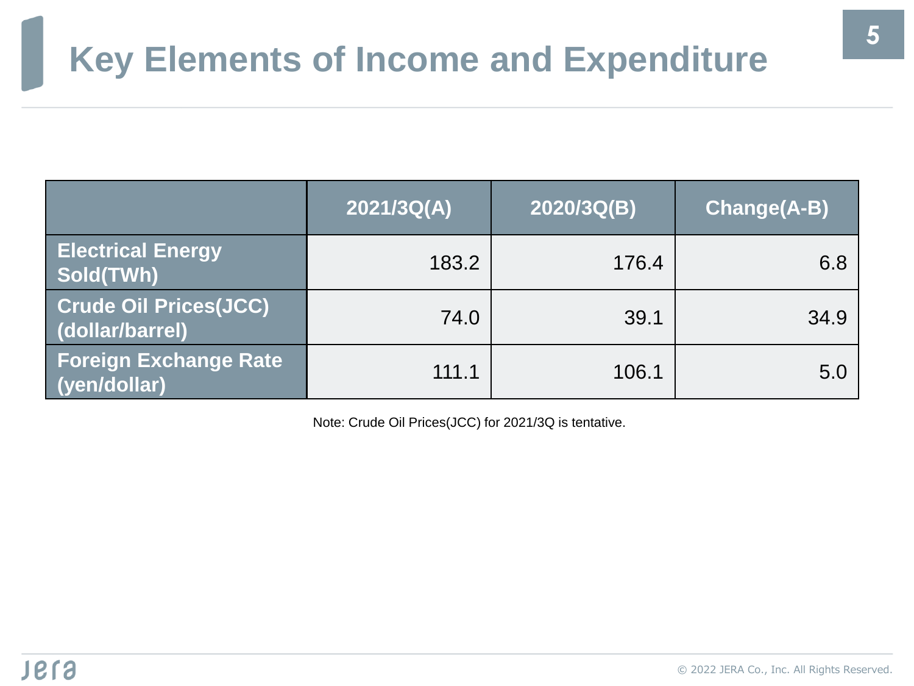# Key Elements of Income and Expenditure

| | 2021/3Q(A) | 2020/3Q(B) | Change(A-B) |
|---|---|---|---|
| **Electrical Energy Sold(TWh)** | 183.2 | 176.4 | 6.8 |
| **Crude Oil Prices(JCC) (dollar/barrel)** | 74.0 | 39.1 | 34.9 |
| **Foreign Exchange Rate (yen/dollar)** | 111.1 | 106.1 | 5.0 |

Note: Crude Oil Prices(JCC) for 2021/3Q is tentative.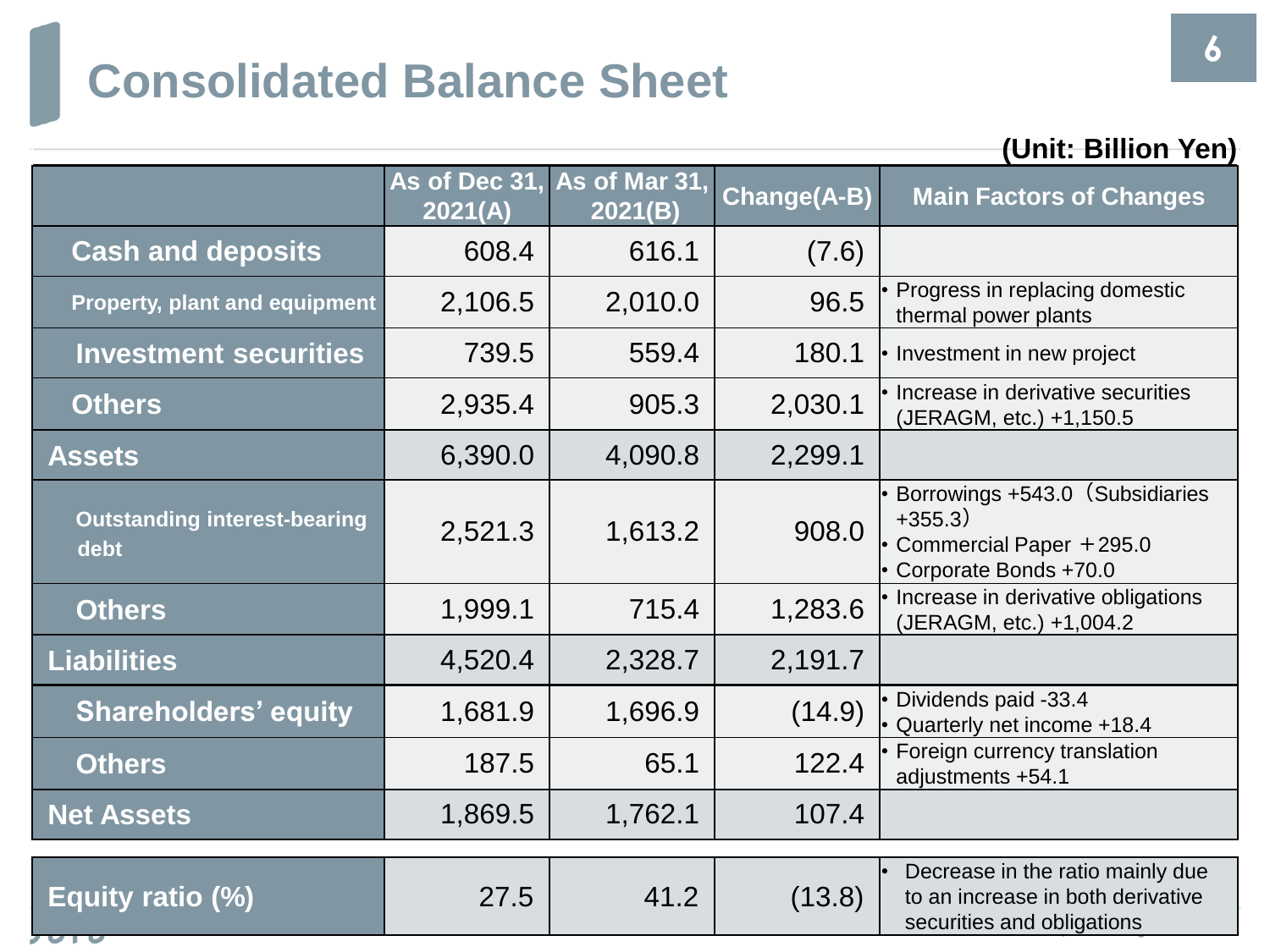# Consolidated Balance Sheet

(Unit: Billion Yen)

| | As of Dec 31, 2021(A) | As of Mar 31, 2021(B) | Change(A-B) | Main Factors of Changes |
|---|---|---|---|---|
| Cash and deposits | 608.4 | 616.1 | (7.6) | |
| Property, plant and equipment | 2,106.5 | 2,010.0 | 96.5 | • Progress in replacing domestic thermal power plants |
| Investment securities | 739.5 | 559.4 | 180.1 | • Investment in new project |
| Others | 2,935.4 | 905.3 | 2,030.1 | • Increase in derivative securities (JERAGM, etc.) +1,150.5 |
| Assets | 6,390.0 | 4,090.8 | 2,299.1 | |
| Outstanding interest-bearing debt | 2,521.3 | 1,613.2 | 908.0 | • Borrowings +543.0（Subsidiaries +355.3）<br>• Commercial Paper ＋295.0<br>• Corporate Bonds +70.0 |
| Others | 1,999.1 | 715.4 | 1,283.6 | • Increase in derivative obligations (JERAGM, etc.) +1,004.2 |
| Liabilities | 4,520.4 | 2,328.7 | 2,191.7 | |
| Shareholders' equity | 1,681.9 | 1,696.9 | (14.9) | • Dividends paid -33.4<br>• Quarterly net income +18.4 |
| Others | 187.5 | 65.1 | 122.4 | • Foreign currency translation adjustments +54.1 |
| Net Assets | 1,869.5 | 1,762.1 | 107.4 | |
| Equity ratio (%) | 27.5 | 41.2 | (13.8) | • Decrease in the ratio mainly due to an increase in both derivative securities and obligations |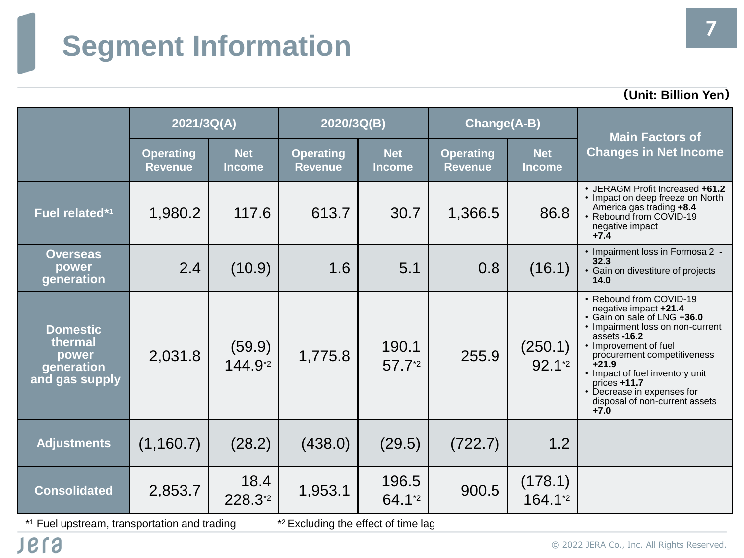# Segment Information

（Unit: Billion Yen）

| | 2021/3Q(A) | | 2020/3Q(B) | | Change(A-B) | | Main Factors of Changes in Net Income |
|---|---|---|---|---|---|---|---|
| | Operating Revenue | Net Income | Operating Revenue | Net Income | Operating Revenue | Net Income | |
| Fuel related*1 | 1,980.2 | 117.6 | 613.7 | 30.7 | 1,366.5 | 86.8 | • JERAGM Profit Increased **+61.2**<br>• Impact on deep freeze on North America gas trading **+8.4**<br>• Rebound from COVID-19 negative impact **+7.4** |
| Overseas power generation | 2.4 | (10.9) | 1.6 | 5.1 | 0.8 | (16.1) | • Impairment loss in Formosa 2 **-32.3**<br>• Gain on divestiture of projects **14.0** |
| Domestic thermal power generation and gas supply | 2,031.8 | (59.9)<br>144.9*2 | 1,775.8 | 190.1<br>57.7*2 | 255.9 | (250.1)<br>92.1*2 | • Rebound from COVID-19 negative impact **+21.4**<br>• Gain on sale of LNG **+36.0**<br>• Impairment loss on non-current assets **-16.2**<br>• Improvement of fuel procurement competitiveness **+21.9**<br>• Impact of fuel inventory unit prices **+11.7**<br>• Decrease in expenses for disposal of non-current assets **+7.0** |
| Adjustments | (1,160.7) | (28.2) | (438.0) | (29.5) | (722.7) | 1.2 | |
| Consolidated | 2,853.7 | 18.4<br>228.3*2 | 1,953.1 | 196.5<br>64.1*2 | 900.5 | (178.1)<br>164.1*2 | |

*1 Fuel upstream, transportation and trading　　*2 Excluding the effect of time lag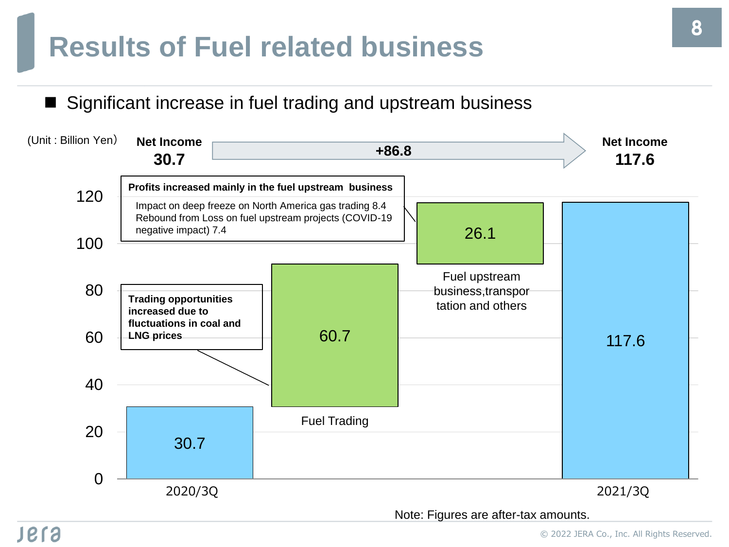# Results of Fuel related business

■ Significant increase in fuel trading and upstream business

(Unit : Billion Yen)

**Net Income 30.7** → **+86.8** → **Net Income 117.6**

**Profits increased mainly in the fuel upstream business**

Impact on deep freeze on North America gas trading 8.4
Rebound from Loss on fuel upstream projects (COVID-19 negative impact) 7.4

**Trading opportunities increased due to fluctuations in coal and LNG prices**

| | 2020/3Q | Fuel Trading | Fuel upstream business,transportation and others | 2021/3Q |
|---|---|---|---|---|
| Value | 30.7 | 60.7 | 26.1 | 117.6 |

Note: Figures are after-tax amounts.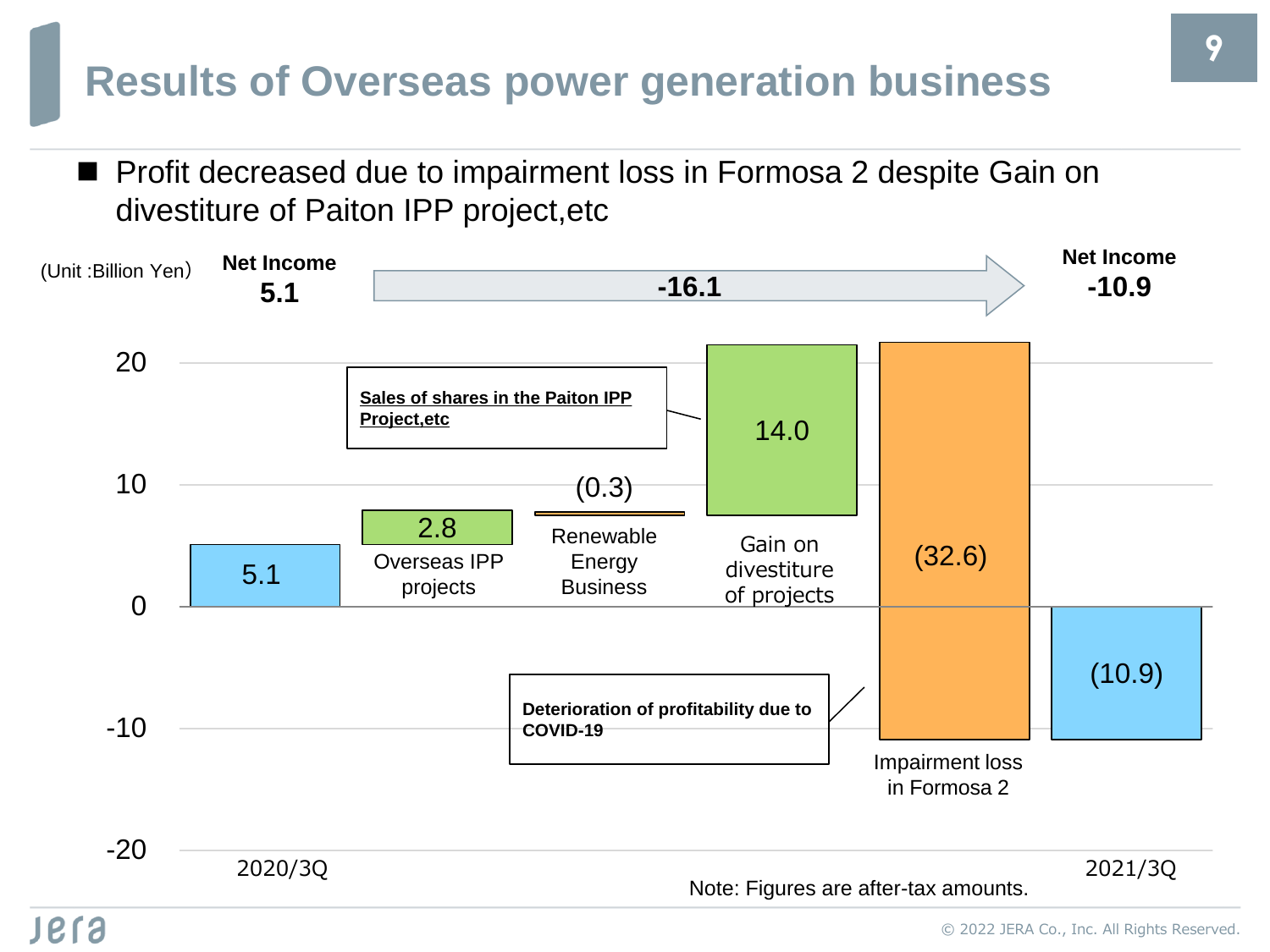# Results of Overseas power generation business

- Profit decreased due to impairment loss in Formosa 2 despite Gain on divestiture of Paiton IPP project,etc

(Unit :Billion Yen)

| | 2020/3Q Net Income | Overseas IPP projects | Renewable Energy Business | Gain on divestiture of projects | Impairment loss in Formosa 2 | 2021/3Q Net Income |
|---|---|---|---|---|---|---|
| Amount | 5.1 | 2.8 | (0.3) | 14.0 | (32.6) | (10.9) |

Change in Net Income: -16.1 (Net Income 5.1 → Net Income -10.9)

- Gain on divestiture of projects: **Sales of shares in the Paiton IPP Project,etc**
- Impairment loss in Formosa 2: **Deterioration of profitability due to COVID-19**

Note: Figures are after-tax amounts.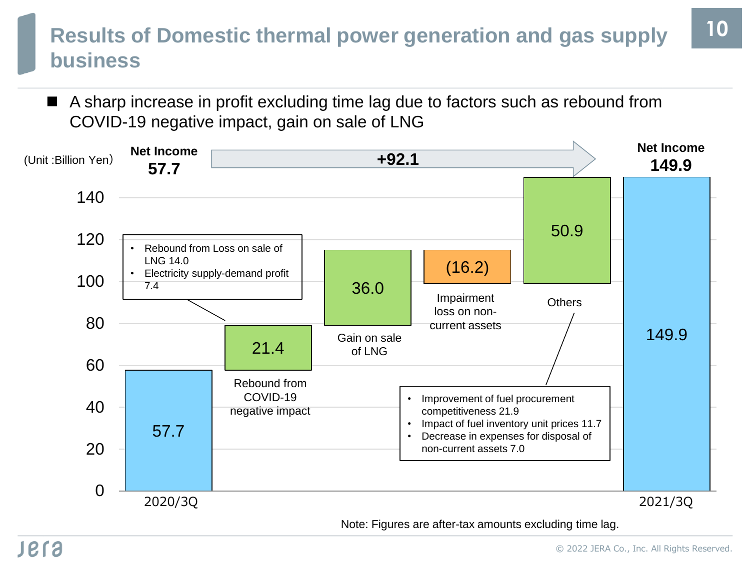# Results of Domestic thermal power generation and gas supply business

- A sharp increase in profit excluding time lag due to factors such as rebound from COVID-19 negative impact, gain on sale of LNG

(Unit :Billion Yen)

| | Value |
|---|---|
| Net Income 2020/3Q | 57.7 |
| Rebound from COVID-19 negative impact | 21.4 |
| Gain on sale of LNG | 36.0 |
| Impairment loss on non-current assets | (16.2) |
| Others | 50.9 |
| Net Income 2021/3Q | 149.9 |
| Change | +92.1 |

Rebound from COVID-19 negative impact:
- Rebound from Loss on sale of LNG 14.0
- Electricity supply-demand profit 7.4

Others:
- Improvement of fuel procurement competitiveness 21.9
- Impact of fuel inventory unit prices 11.7
- Decrease in expenses for disposal of non-current assets 7.0

Note: Figures are after-tax amounts excluding time lag.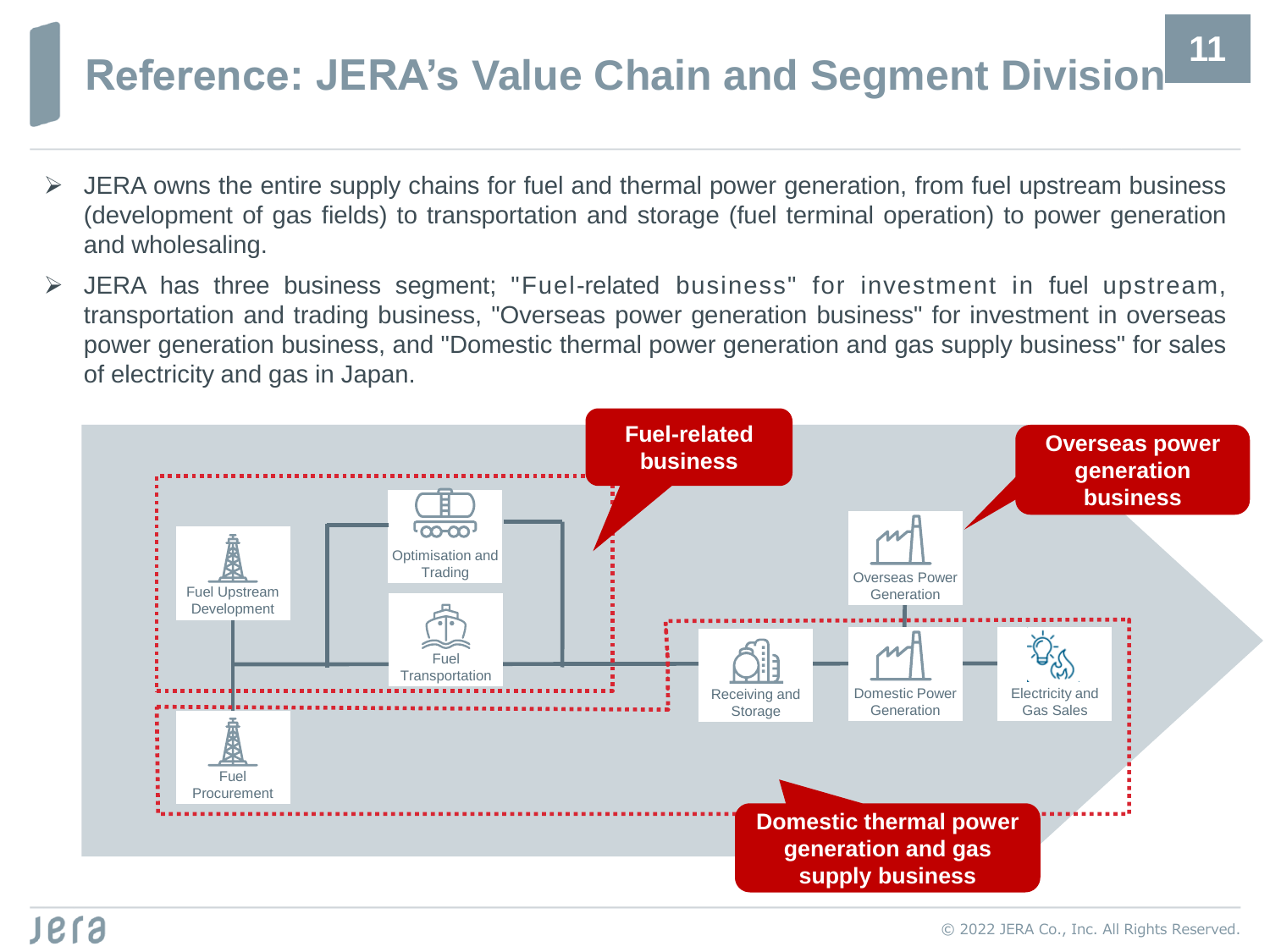# Reference: JERA's Value Chain and Segment Division

- JERA owns the entire supply chains for fuel and thermal power generation, from fuel upstream business (development of gas fields) to transportation and storage (fuel terminal operation) to power generation and wholesaling.
- JERA has three business segment; "Fuel-related business" for investment in fuel upstream, transportation and trading business, "Overseas power generation business" for investment in overseas power generation business, and "Domestic thermal power generation and gas supply business" for sales of electricity and gas in Japan.

**Fuel-related business**

**Overseas power generation business**

**Domestic thermal power generation and gas supply business**

Fuel Upstream Development

Optimisation and Trading

Fuel Transportation

Fuel Procurement

Receiving and Storage

Overseas Power Generation

Domestic Power Generation

Electricity and Gas Sales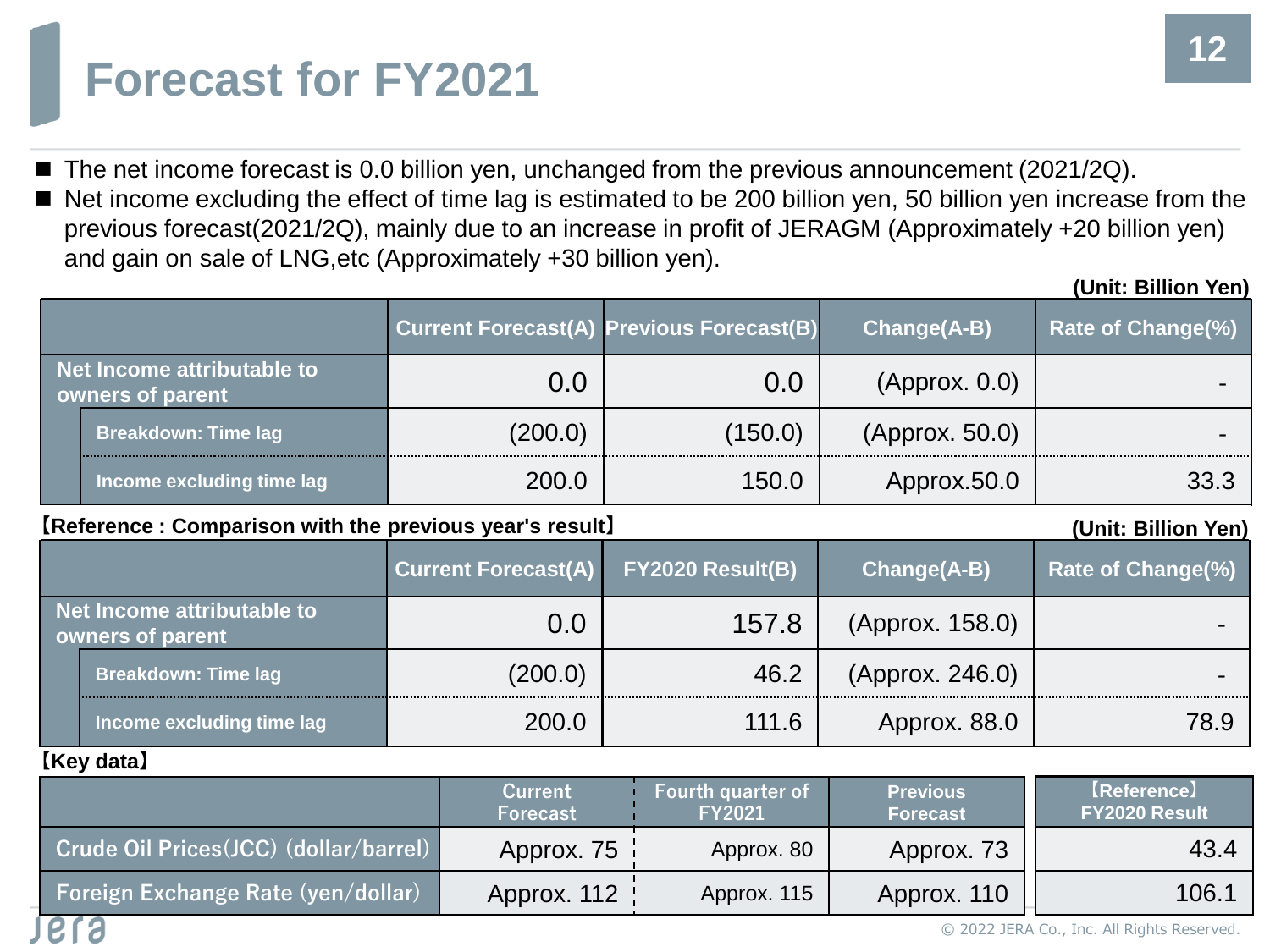# Forecast for FY2021

- The net income forecast is 0.0 billion yen, unchanged from the previous announcement (2021/2Q).
- Net income excluding the effect of time lag is estimated to be 200 billion yen, 50 billion yen increase from the previous forecast(2021/2Q), mainly due to an increase in profit of JERAGM (Approximately +20 billion yen) and gain on sale of LNG,etc (Approximately +30 billion yen).

**(Unit: Billion Yen)**

| | Current Forecast(A) | Previous Forecast(B) | Change(A-B) | Rate of Change(%) |
|---|---|---|---|---|
| Net Income attributable to owners of parent | 0.0 | 0.0 | (Approx. 0.0) | - |
| Breakdown: Time lag | (200.0) | (150.0) | (Approx. 50.0) | - |
| Income excluding time lag | 200.0 | 150.0 | Approx.50.0 | 33.3 |

**【Reference : Comparison with the previous year's result】**

**(Unit: Billion Yen)**

| | Current Forecast(A) | FY2020 Result(B) | Change(A-B) | Rate of Change(%) |
|---|---|---|---|---|
| Net Income attributable to owners of parent | 0.0 | 157.8 | (Approx. 158.0) | - |
| Breakdown: Time lag | (200.0) | 46.2 | (Approx. 246.0) | - |
| Income excluding time lag | 200.0 | 111.6 | Approx. 88.0 | 78.9 |

**【Key data】**

| | Current Forecast | Fourth quarter of FY2021 | Previous Forecast | 【Reference】 FY2020 Result |
|---|---|---|---|---|
| Crude Oil Prices(JCC) (dollar/barrel) | Approx. 75 | Approx. 80 | Approx. 73 | 43.4 |
| Foreign Exchange Rate (yen/dollar) | Approx. 112 | Approx. 115 | Approx. 110 | 106.1 |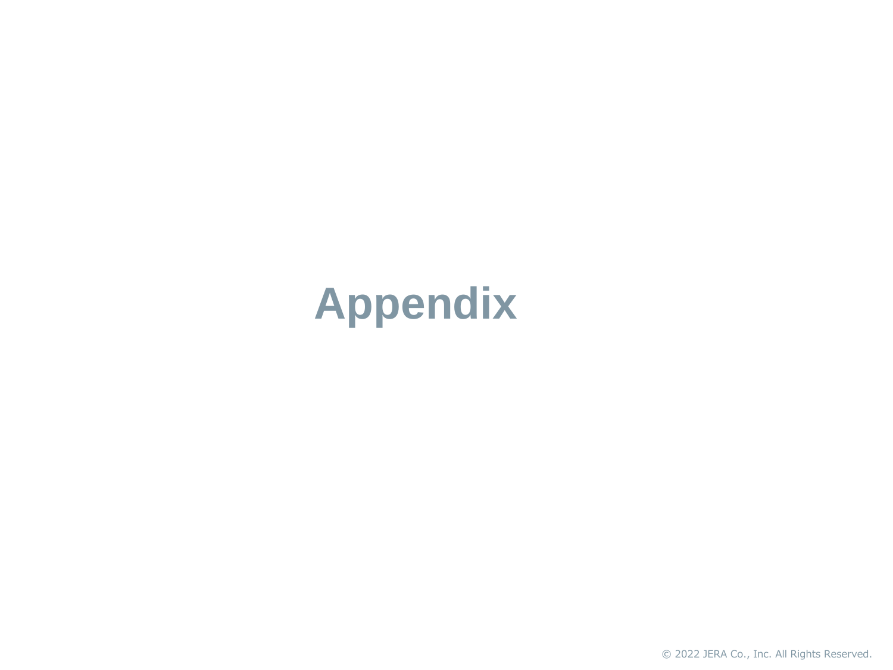# Appendix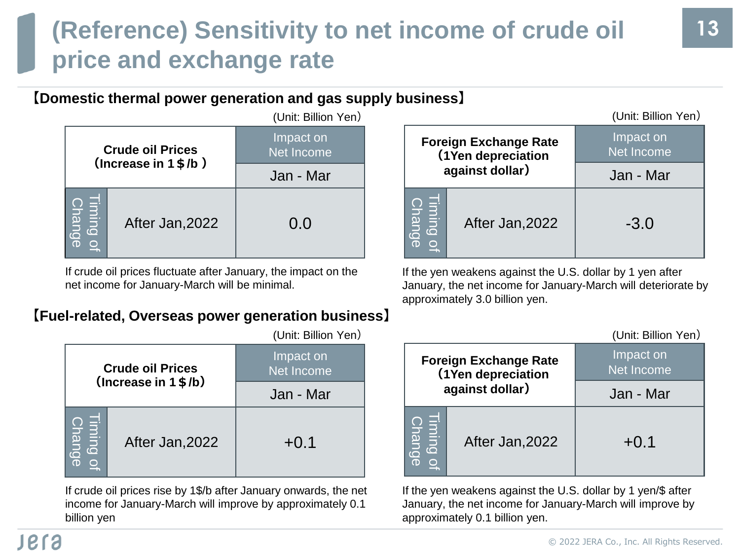# (Reference) Sensitivity to net income of crude oil price and exchange rate

## 【Domestic thermal power generation and gas supply business】

(Unit: Billion Yen)

| Crude oil Prices (Increase in 1＄/b) | | Impact on Net Income |
|---|---|---|
| | | Jan - Mar |
| Timing of Change | After Jan,2022 | 0.0 |

If crude oil prices fluctuate after January, the impact on the net income for January-March will be minimal.

(Unit: Billion Yen)

| Foreign Exchange Rate (1Yen depreciation against dollar) | | Impact on Net Income |
|---|---|---|
| | | Jan - Mar |
| Timing of Change | After Jan,2022 | -3.0 |

If the yen weakens against the U.S. dollar by 1 yen after January, the net income for January-March will deteriorate by approximately 3.0 billion yen.

## 【Fuel-related, Overseas power generation business】

(Unit: Billion Yen)

| Crude oil Prices (Increase in 1＄/b) | | Impact on Net Income |
|---|---|---|
| | | Jan - Mar |
| Timing of Change | After Jan,2022 | +0.1 |

If crude oil prices rise by 1$/b after January onwards, the net income for January-March will improve by approximately 0.1 billion yen

(Unit: Billion Yen)

| Foreign Exchange Rate (1Yen depreciation against dollar) | | Impact on Net Income |
|---|---|---|
| | | Jan - Mar |
| Timing of Change | After Jan,2022 | +0.1 |

If the yen weakens against the U.S. dollar by 1 yen/$ after January, the net income for January-March will improve by approximately 0.1 billion yen.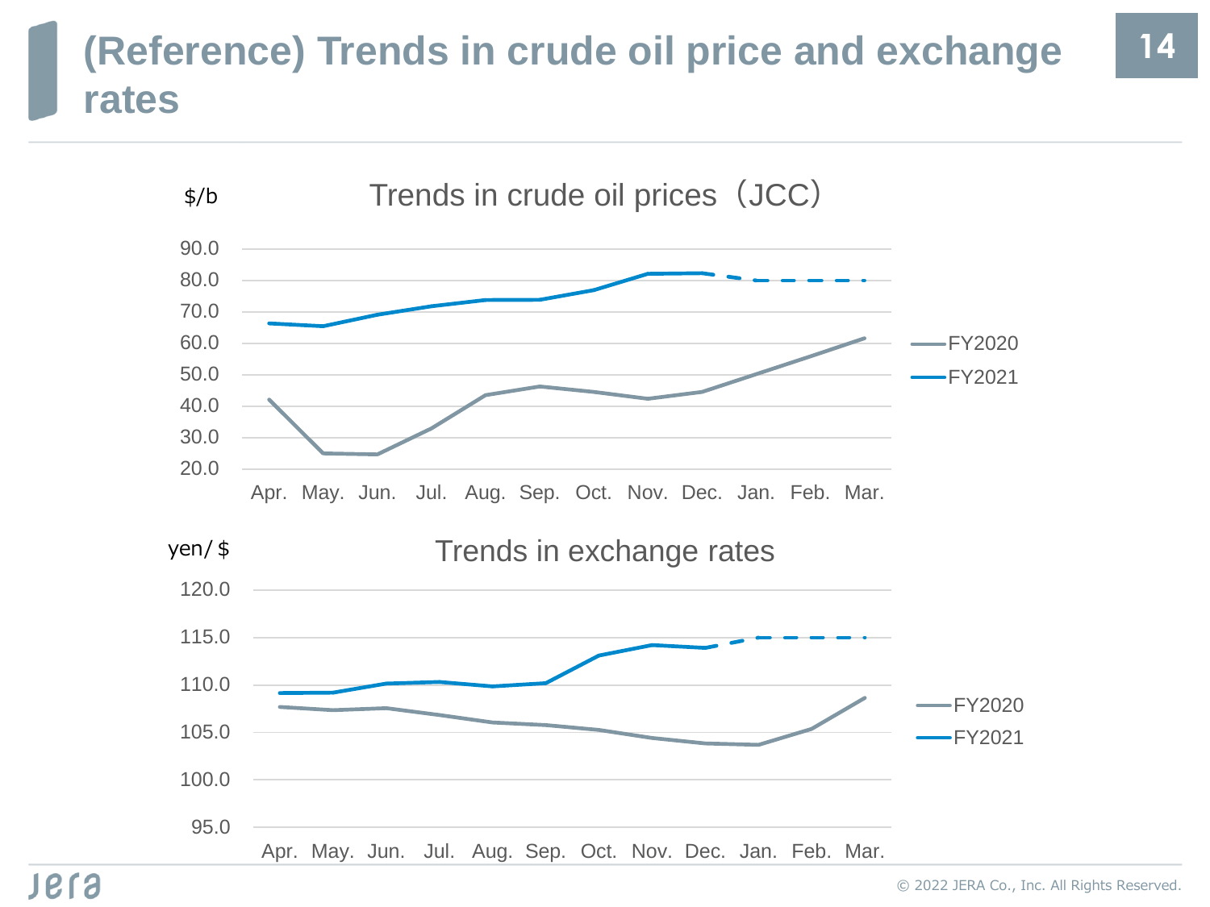# (Reference) Trends in crude oil price and exchange rates

## Trends in crude oil prices（JCC）

$/b

90.0
80.0
70.0
60.0
50.0
40.0
30.0
20.0

Apr. May. Jun. Jul. Aug. Sep. Oct. Nov. Dec. Jan. Feb. Mar.

FY2020
FY2021

## Trends in exchange rates

yen/＄

120.0
115.0
110.0
105.0
100.0
95.0

Apr. May. Jun. Jul. Aug. Sep. Oct. Nov. Dec. Jan. Feb. Mar.

FY2020
FY2021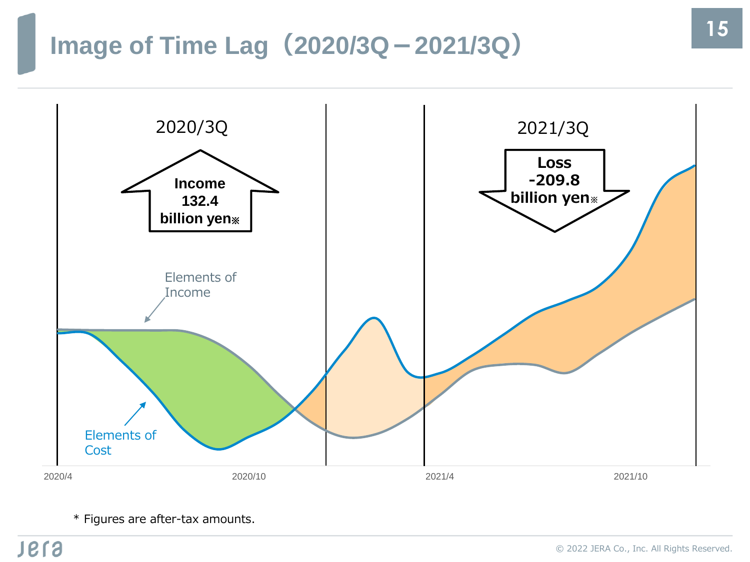# Image of Time Lag（2020/3Q－2021/3Q）

2020/3Q

Income
132.4
billion yen※

2021/3Q

Loss
-209.8
billion yen※

Elements of Income

Elements of Cost

2020/4 2020/10 2021/4 2021/10

\* Figures are after-tax amounts.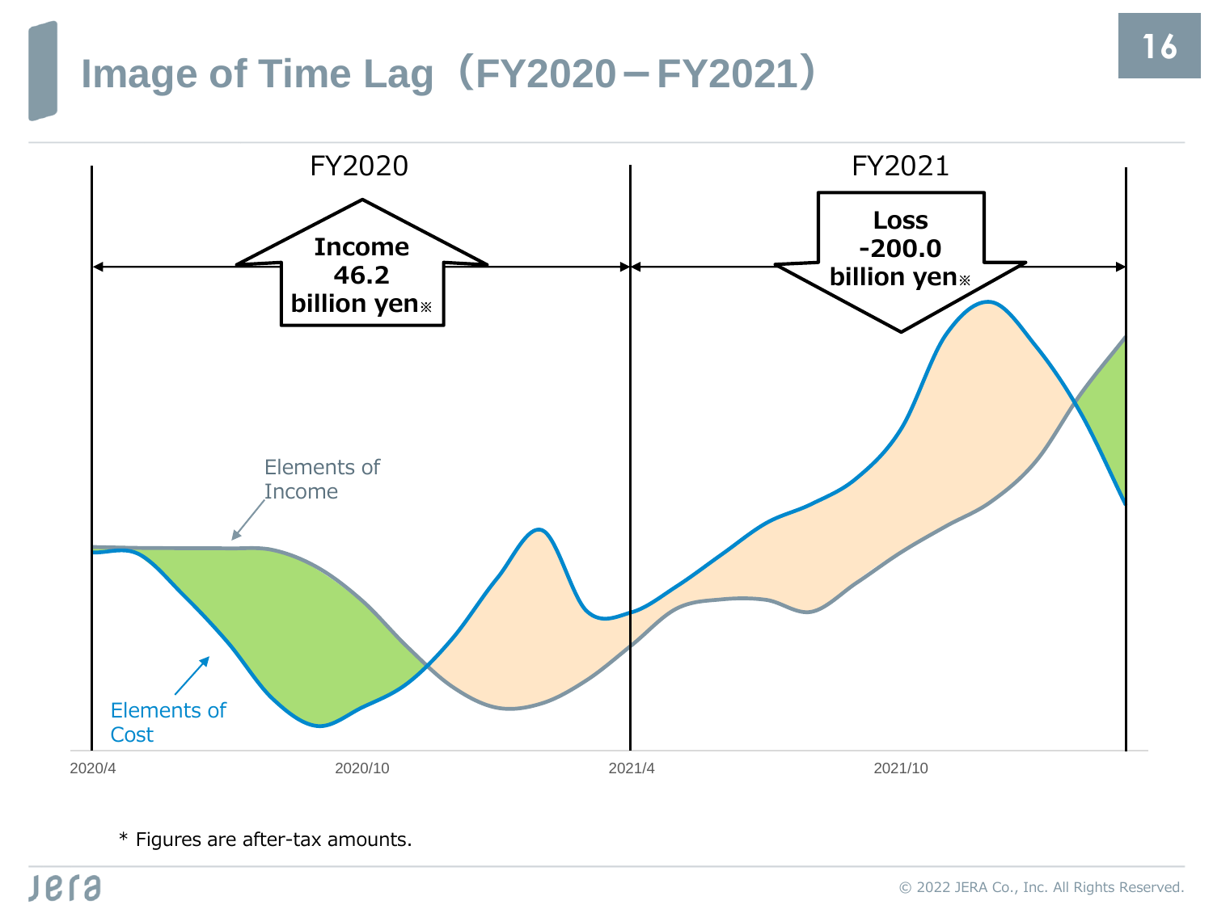# Image of Time Lag（FY2020－FY2021）

FY2020

Income 46.2 billion yen※

FY2021

Loss -200.0 billion yen※

Elements of Income

Elements of Cost

2020/4 | 2020/10 | 2021/4 | 2021/10

\* Figures are after-tax amounts.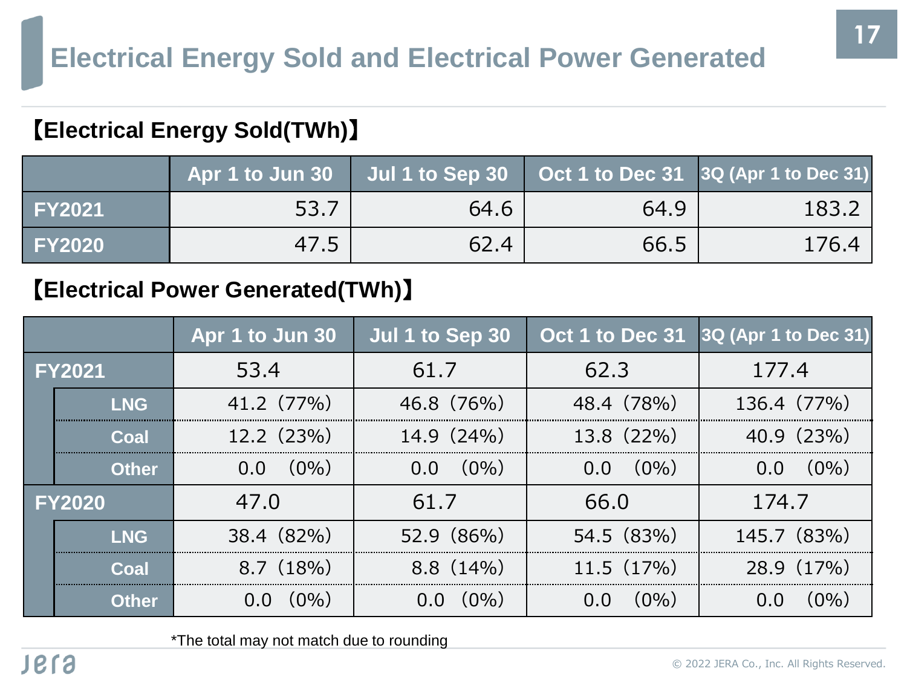# Electrical Energy Sold and Electrical Power Generated

## 【Electrical Energy Sold(TWh)】

| | Apr 1 to Jun 30 | Jul 1 to Sep 30 | Oct 1 to Dec 31 | 3Q (Apr 1 to Dec 31) |
|---|---|---|---|---|
| FY2021 | 53.7 | 64.6 | 64.9 | 183.2 |
| FY2020 | 47.5 | 62.4 | 66.5 | 176.4 |

## 【Electrical Power Generated(TWh)】

| | | Apr 1 to Jun 30 | Jul 1 to Sep 30 | Oct 1 to Dec 31 | 3Q (Apr 1 to Dec 31) |
|---|---|---|---|---|---|
| FY2021 | | 53.4 | 61.7 | 62.3 | 177.4 |
| | LNG | 41.2 (77%) | 46.8 (76%) | 48.4 (78%) | 136.4 (77%) |
| | Coal | 12.2 (23%) | 14.9 (24%) | 13.8 (22%) | 40.9 (23%) |
| | Other | 0.0 (0%) | 0.0 (0%) | 0.0 (0%) | 0.0 (0%) |
| FY2020 | | 47.0 | 61.7 | 66.0 | 174.7 |
| | LNG | 38.4 (82%) | 52.9 (86%) | 54.5 (83%) | 145.7 (83%) |
| | Coal | 8.7 (18%) | 8.8 (14%) | 11.5 (17%) | 28.9 (17%) |
| | Other | 0.0 (0%) | 0.0 (0%) | 0.0 (0%) | 0.0 (0%) |

*The total may not match due to rounding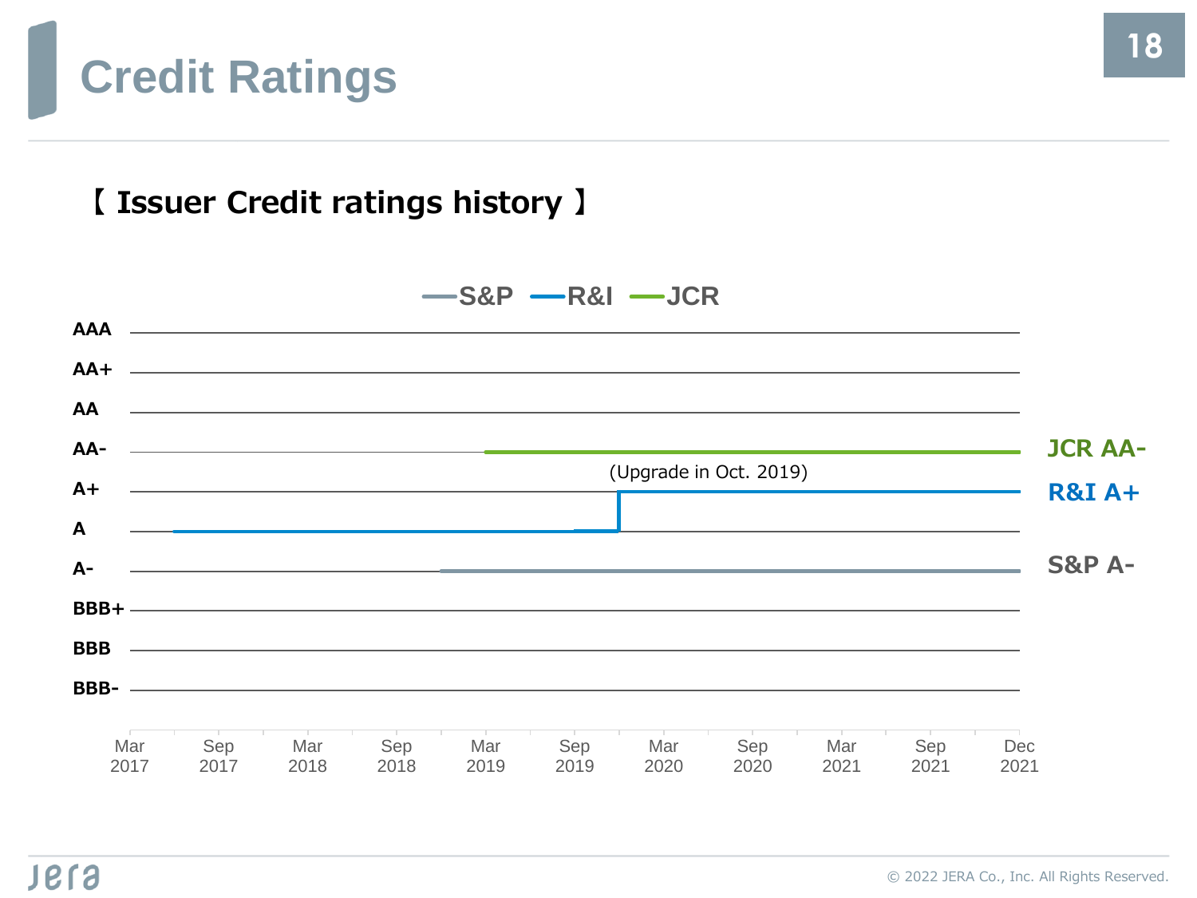# Credit Ratings

## 【 Issuer Credit ratings history 】

S&P R&I JCR

AAA
AA+
AA
AA-
A+
A
A-
BBB+
BBB
BBB-

(Upgrade in Oct. 2019)

JCR AA-

R&I A+

S&P A-

Mar 2017
Sep 2017
Mar 2018
Sep 2018
Mar 2019
Sep 2019
Mar 2020
Sep 2020
Mar 2021
Sep 2021
Dec 2021